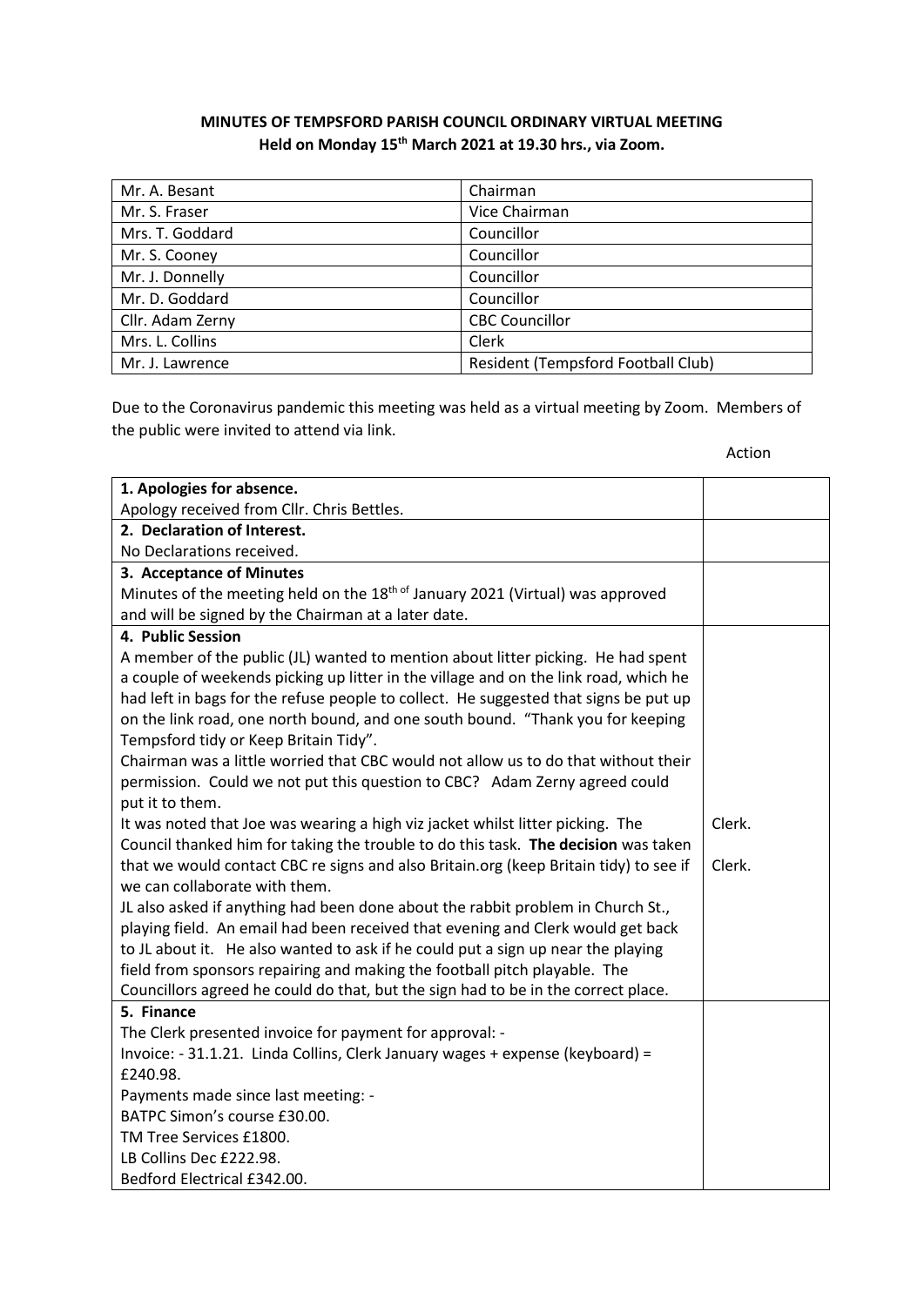**MINUTES OF TEMPSFORD PARISH COUNCIL ORDINARY VIRTUAL MEETING**
**Held on Monday 15th March 2021 at 19.30 hrs., via Zoom.**

| | |
|---|---|
| Mr. A. Besant | Chairman |
| Mr. S. Fraser | Vice Chairman |
| Mrs. T. Goddard | Councillor |
| Mr. S. Cooney | Councillor |
| Mr. J. Donnelly | Councillor |
| Mr. D. Goddard | Councillor |
| Cllr. Adam Zerny | CBC Councillor |
| Mrs. L. Collins | Clerk |
| Mr. J. Lawrence | Resident (Tempsford Football Club) |

Due to the Coronavirus pandemic this meeting was held as a virtual meeting by Zoom. Members of the public were invited to attend via link.

| | Action |
|---|---|
| **1. Apologies for absence.**<br>Apology received from Cllr. Chris Bettles. | |
| **2. Declaration of Interest.**<br>No Declarations received. | |
| **3. Acceptance of Minutes**<br>Minutes of the meeting held on the 18th of January 2021 (Virtual) was approved and will be signed by the Chairman at a later date. | |
| **4. Public Session**<br>A member of the public (JL) wanted to mention about litter picking. He had spent a couple of weekends picking up litter in the village and on the link road, which he had left in bags for the refuse people to collect. He suggested that signs be put up on the link road, one north bound, and one south bound. "Thank you for keeping Tempsford tidy or Keep Britain Tidy".<br>Chairman was a little worried that CBC would not allow us to do that without their permission. Could we not put this question to CBC? Adam Zerny agreed could put it to them.<br>It was noted that Joe was wearing a high viz jacket whilst litter picking. The Council thanked him for taking the trouble to do this task. **The decision** was taken that we would contact CBC re signs and also Britain.org (keep Britain tidy) to see if we can collaborate with them.<br>JL also asked if anything had been done about the rabbit problem in Church St., playing field. An email had been received that evening and Clerk would get back to JL about it. He also wanted to ask if he could put a sign up near the playing field from sponsors repairing and making the football pitch playable. The Councillors agreed he could do that, but the sign had to be in the correct place. | Clerk.<br><br>Clerk. |
| **5. Finance**<br>The Clerk presented invoice for payment for approval: -<br>Invoice: - 31.1.21. Linda Collins, Clerk January wages + expense (keyboard) = £240.98.<br>Payments made since last meeting: -<br>BATPC Simon's course £30.00.<br>TM Tree Services £1800.<br>LB Collins Dec £222.98.<br>Bedford Electrical £342.00. | |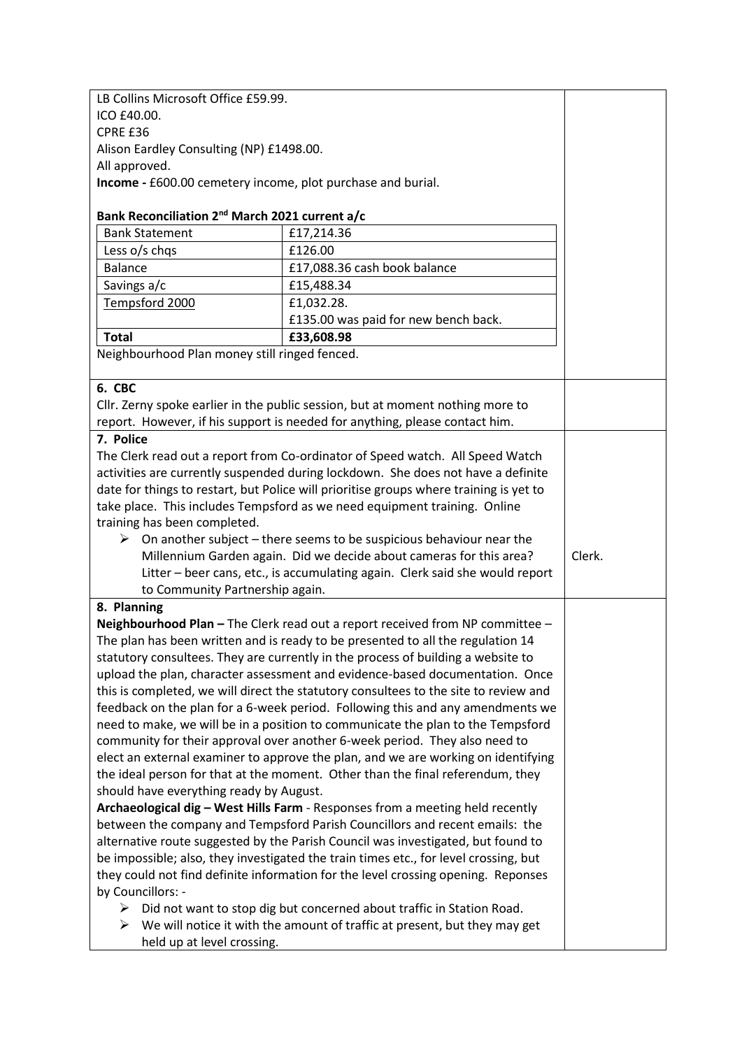LB Collins Microsoft Office £59.99.
ICO £40.00.
CPRE £36
Alison Eardley Consulting (NP) £1498.00.
All approved.
**Income -** £600.00 cemetery income, plot purchase and burial.

**Bank Reconciliation 2nd March 2021 current a/c**

| Bank Statement | £17,214.36 |
|---|---|
| Less o/s chqs | £126.00 |
| Balance | £17,088.36 cash book balance |
| Savings a/c | £15,488.34 |
| Tempsford 2000 | £1,032.28. |
| | £135.00 was paid for new bench back. |
| **Total** | **£33,608.98** |

Neighbourhood Plan money still ringed fenced.

**6. CBC**

Cllr. Zerny spoke earlier in the public session, but at moment nothing more to report. However, if his support is needed for anything, please contact him.

**7. Police**

The Clerk read out a report from Co-ordinator of Speed watch. All Speed Watch activities are currently suspended during lockdown. She does not have a definite date for things to restart, but Police will prioritise groups where training is yet to take place. This includes Tempsford as we need equipment training. Online training has been completed.

- On another subject – there seems to be suspicious behaviour near the Millennium Garden again. Did we decide about cameras for this area? Litter – beer cans, etc., is accumulating again. Clerk said she would report to Community Partnership again. — Clerk.

**8. Planning**

**Neighbourhood Plan –** The Clerk read out a report received from NP committee – The plan has been written and is ready to be presented to all the regulation 14 statutory consultees. They are currently in the process of building a website to upload the plan, character assessment and evidence-based documentation. Once this is completed, we will direct the statutory consultees to the site to review and feedback on the plan for a 6-week period. Following this and any amendments we need to make, we will be in a position to communicate the plan to the Tempsford community for their approval over another 6-week period. They also need to elect an external examiner to approve the plan, and we are working on identifying the ideal person for that at the moment. Other than the final referendum, they should have everything ready by August.

**Archaeological dig – West Hills Farm** - Responses from a meeting held recently between the company and Tempsford Parish Councillors and recent emails: the alternative route suggested by the Parish Council was investigated, but found to be impossible; also, they investigated the train times etc., for level crossing, but they could not find definite information for the level crossing opening. Reponses by Councillors: -

- Did not want to stop dig but concerned about traffic in Station Road.
- We will notice it with the amount of traffic at present, but they may get held up at level crossing.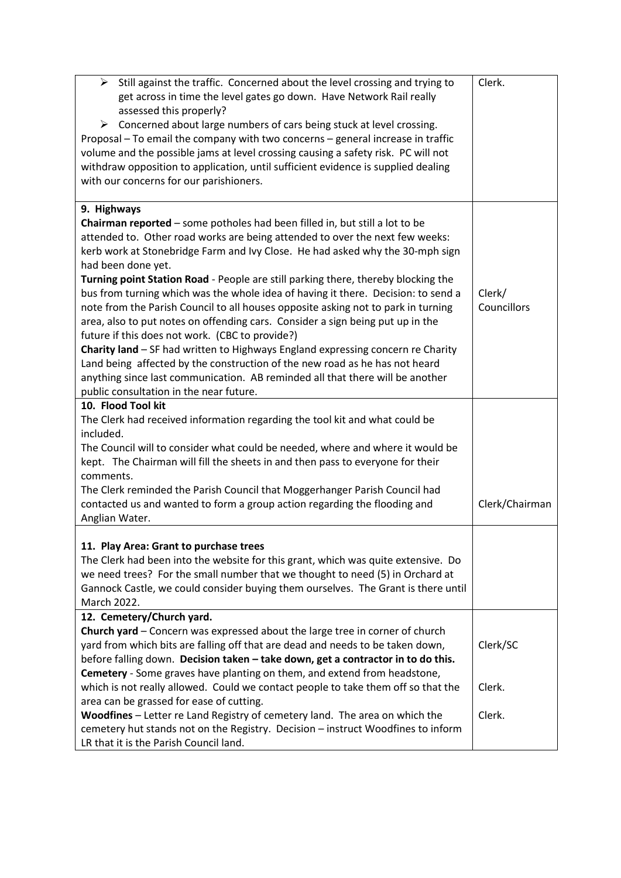| | |
|---|---|
| ➢ Still against the traffic. Concerned about the level crossing and trying to get across in time the level gates go down. Have Network Rail really assessed this properly?<br>➢ Concerned about large numbers of cars being stuck at level crossing.<br>Proposal – To email the company with two concerns – general increase in traffic volume and the possible jams at level crossing causing a safety risk. PC will not withdraw opposition to application, until sufficient evidence is supplied dealing with our concerns for our parishioners. | Clerk. |
| **9. Highways**<br>**Chairman reported** – some potholes had been filled in, but still a lot to be attended to. Other road works are being attended to over the next few weeks: kerb work at Stonebridge Farm and Ivy Close. He had asked why the 30-mph sign had been done yet.<br>**Turning point Station Road** - People are still parking there, thereby blocking the bus from turning which was the whole idea of having it there. Decision: to send a note from the Parish Council to all houses opposite asking not to park in turning area, also to put notes on offending cars. Consider a sign being put up in the future if this does not work. (CBC to provide?)<br>**Charity land** – SF had written to Highways England expressing concern re Charity Land being affected by the construction of the new road as he has not heard anything since last communication. AB reminded all that there will be another public consultation in the near future. | Clerk/ Councillors |
| **10. Flood Tool kit**<br>The Clerk had received information regarding the tool kit and what could be included.<br>The Council will to consider what could be needed, where and where it would be kept. The Chairman will fill the sheets in and then pass to everyone for their comments.<br>The Clerk reminded the Parish Council that Moggerhanger Parish Council had contacted us and wanted to form a group action regarding the flooding and Anglian Water. | Clerk/Chairman |
| **11. Play Area: Grant to purchase trees**<br>The Clerk had been into the website for this grant, which was quite extensive. Do we need trees? For the small number that we thought to need (5) in Orchard at Gannock Castle, we could consider buying them ourselves. The Grant is there until March 2022. | |
| **12. Cemetery/Church yard.**<br>**Church yard** – Concern was expressed about the large tree in corner of church yard from which bits are falling off that are dead and needs to be taken down, before falling down. **Decision taken – take down, get a contractor in to do this.**<br>**Cemetery** - Some graves have planting on them, and extend from headstone, which is not really allowed. Could we contact people to take them off so that the area can be grassed for ease of cutting.<br>**Woodfines** – Letter re Land Registry of cemetery land. The area on which the cemetery hut stands not on the Registry. Decision – instruct Woodfines to inform LR that it is the Parish Council land. | Clerk/SC<br><br>Clerk.<br><br>Clerk. |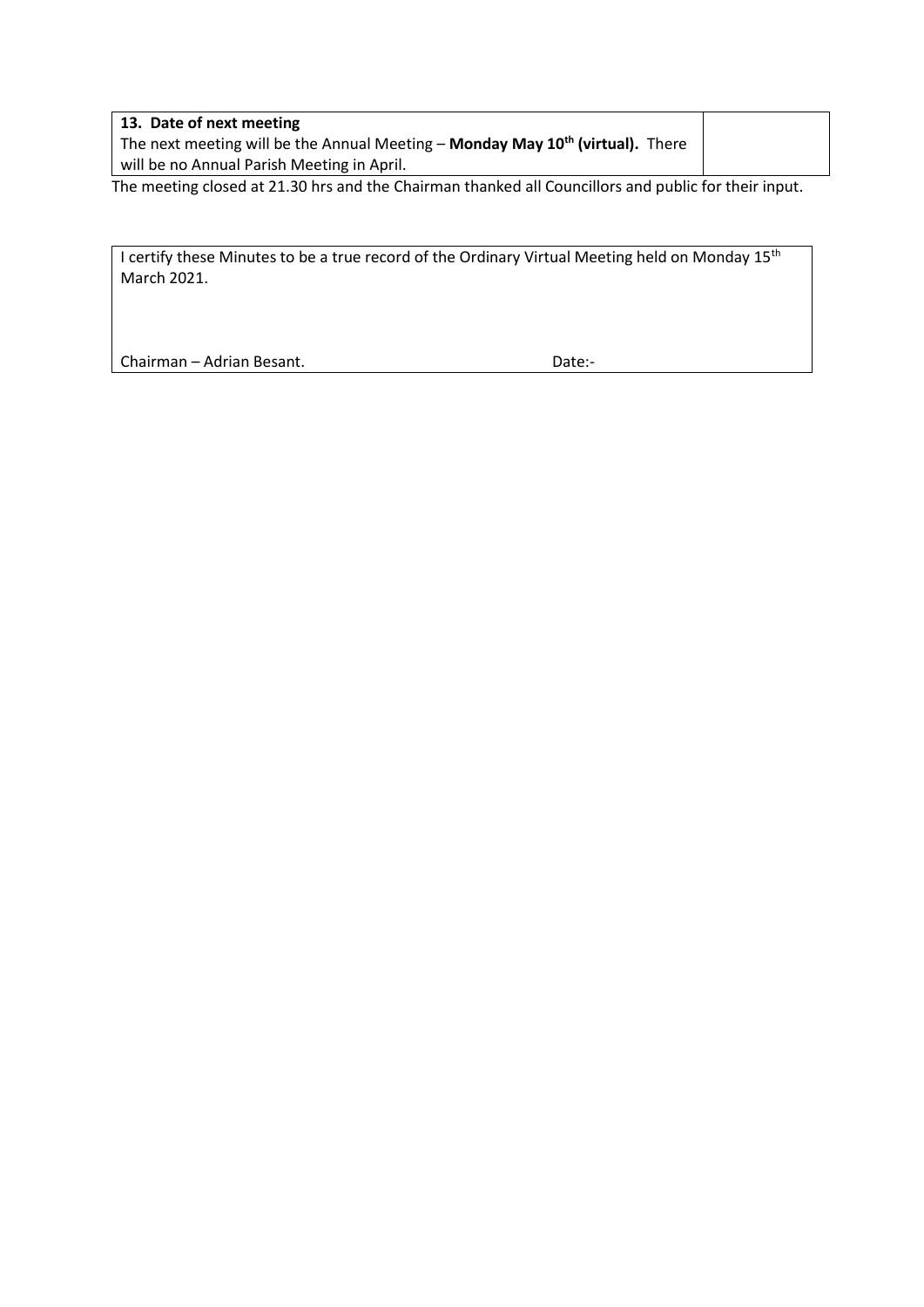| | |
|---|---|
| **13. Date of next meeting**<br>The next meeting will be the Annual Meeting – **Monday May 10th (virtual).** There will be no Annual Parish Meeting in April. | |

The meeting closed at 21.30 hrs and the Chairman thanked all Councillors and public for their input.

I certify these Minutes to be a true record of the Ordinary Virtual Meeting held on Monday 15th March 2021.

Chairman – Adrian Besant. Date:-